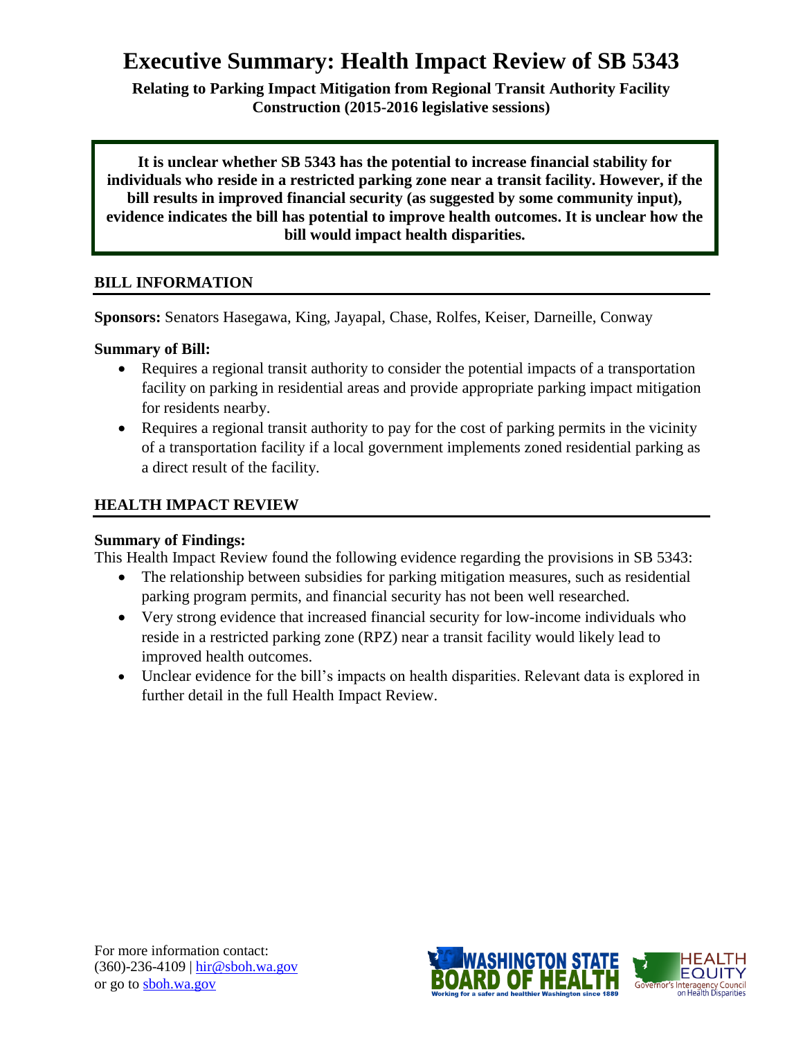# Executive Summary: Health Impact Review of SB 5343

**Relating to Parking Impact Mitigation from Regional Transit Authority Facility Construction (2015-2016 legislative sessions)**

**It is unclear whether SB 5343 has the potential to increase financial stability for individuals who reside in a restricted parking zone near a transit facility. However, if the bill results in improved financial security (as suggested by some community input), evidence indicates the bill has potential to improve health outcomes. It is unclear how the bill would impact health disparities.**

## BILL INFORMATION

**Sponsors:** Senators Hasegawa, King, Jayapal, Chase, Rolfes, Keiser, Darneille, Conway

**Summary of Bill:**

- Requires a regional transit authority to consider the potential impacts of a transportation facility on parking in residential areas and provide appropriate parking impact mitigation for residents nearby.
- Requires a regional transit authority to pay for the cost of parking permits in the vicinity of a transportation facility if a local government implements zoned residential parking as a direct result of the facility.

## HEALTH IMPACT REVIEW

**Summary of Findings:**

This Health Impact Review found the following evidence regarding the provisions in SB 5343:

- The relationship between subsidies for parking mitigation measures, such as residential parking program permits, and financial security has not been well researched.
- Very strong evidence that increased financial security for low-income individuals who reside in a restricted parking zone (RPZ) near a transit facility would likely lead to improved health outcomes.
- Unclear evidence for the bill's impacts on health disparities. Relevant data is explored in further detail in the full Health Impact Review.

For more information contact:
(360)-236-4109 | hir@sboh.wa.gov
or go to sboh.wa.gov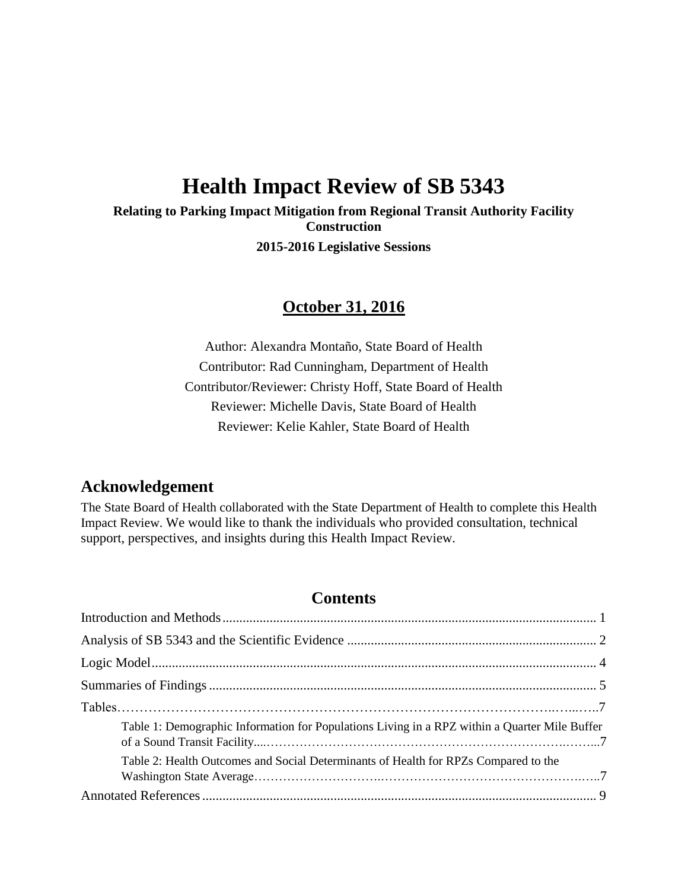# Health Impact Review of SB 5343

**Relating to Parking Impact Mitigation from Regional Transit Authority Facility Construction**

**2015-2016 Legislative Sessions**

## October 31, 2016

Author: Alexandra Montaño, State Board of Health

Contributor: Rad Cunningham, Department of Health

Contributor/Reviewer: Christy Hoff, State Board of Health

Reviewer: Michelle Davis, State Board of Health

Reviewer: Kelie Kahler, State Board of Health

## Acknowledgement

The State Board of Health collaborated with the State Department of Health to complete this Health Impact Review. We would like to thank the individuals who provided consultation, technical support, perspectives, and insights during this Health Impact Review.

## Contents

Introduction and Methods ..... 1

Analysis of SB 5343 and the Scientific Evidence ..... 2

Logic Model ..... 4

Summaries of Findings ..... 5

Tables ..... 7

- Table 1: Demographic Information for Populations Living in a RPZ within a Quarter Mile Buffer of a Sound Transit Facility ..... 7
- Table 2: Health Outcomes and Social Determinants of Health for RPZs Compared to the Washington State Average ..... 7

Annotated References ..... 9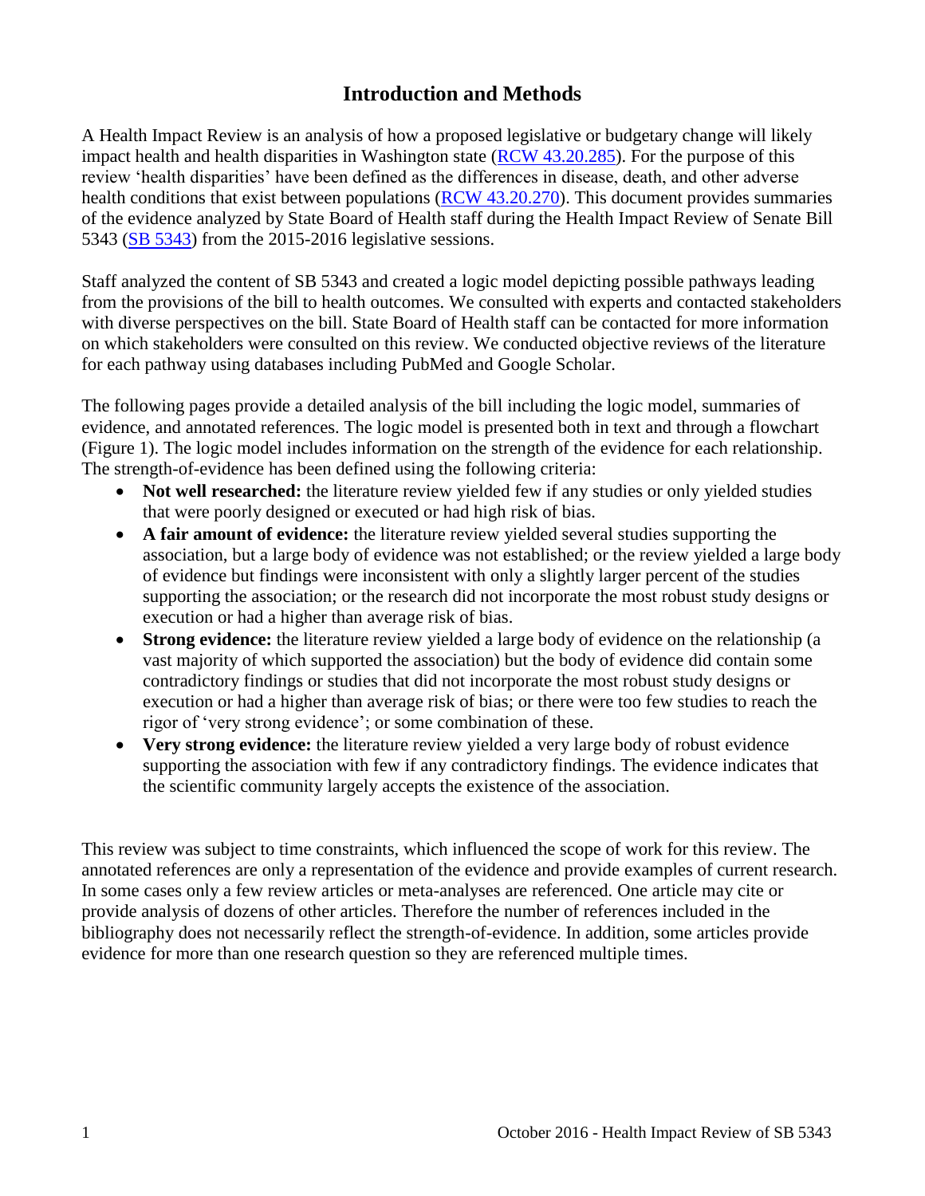# Introduction and Methods

A Health Impact Review is an analysis of how a proposed legislative or budgetary change will likely impact health and health disparities in Washington state (RCW 43.20.285). For the purpose of this review 'health disparities' have been defined as the differences in disease, death, and other adverse health conditions that exist between populations (RCW 43.20.270). This document provides summaries of the evidence analyzed by State Board of Health staff during the Health Impact Review of Senate Bill 5343 (SB 5343) from the 2015-2016 legislative sessions.

Staff analyzed the content of SB 5343 and created a logic model depicting possible pathways leading from the provisions of the bill to health outcomes. We consulted with experts and contacted stakeholders with diverse perspectives on the bill. State Board of Health staff can be contacted for more information on which stakeholders were consulted on this review. We conducted objective reviews of the literature for each pathway using databases including PubMed and Google Scholar.

The following pages provide a detailed analysis of the bill including the logic model, summaries of evidence, and annotated references. The logic model is presented both in text and through a flowchart (Figure 1). The logic model includes information on the strength of the evidence for each relationship. The strength-of-evidence has been defined using the following criteria:

- **Not well researched:** the literature review yielded few if any studies or only yielded studies that were poorly designed or executed or had high risk of bias.
- **A fair amount of evidence:** the literature review yielded several studies supporting the association, but a large body of evidence was not established; or the review yielded a large body of evidence but findings were inconsistent with only a slightly larger percent of the studies supporting the association; or the research did not incorporate the most robust study designs or execution or had a higher than average risk of bias.
- **Strong evidence:** the literature review yielded a large body of evidence on the relationship (a vast majority of which supported the association) but the body of evidence did contain some contradictory findings or studies that did not incorporate the most robust study designs or execution or had a higher than average risk of bias; or there were too few studies to reach the rigor of 'very strong evidence'; or some combination of these.
- **Very strong evidence:** the literature review yielded a very large body of robust evidence supporting the association with few if any contradictory findings. The evidence indicates that the scientific community largely accepts the existence of the association.

This review was subject to time constraints, which influenced the scope of work for this review. The annotated references are only a representation of the evidence and provide examples of current research. In some cases only a few review articles or meta-analyses are referenced. One article may cite or provide analysis of dozens of other articles. Therefore the number of references included in the bibliography does not necessarily reflect the strength-of-evidence. In addition, some articles provide evidence for more than one research question so they are referenced multiple times.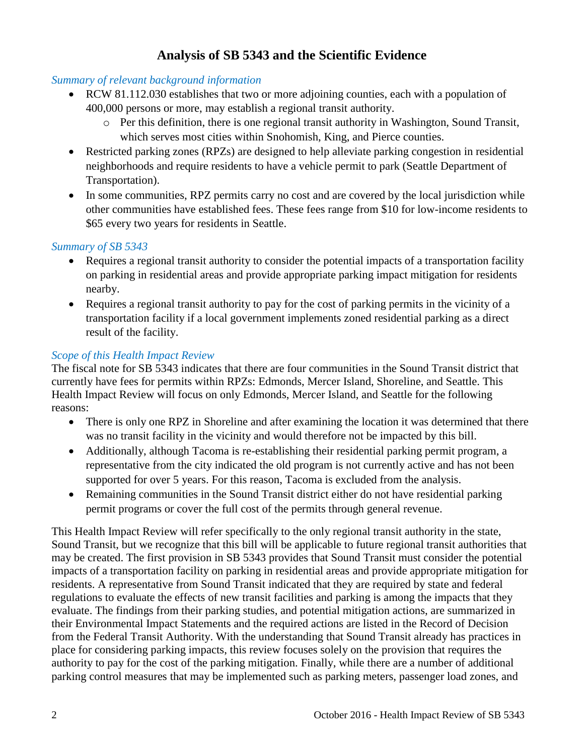# Analysis of SB 5343 and the Scientific Evidence

*Summary of relevant background information*

- RCW 81.112.030 establishes that two or more adjoining counties, each with a population of 400,000 persons or more, may establish a regional transit authority.
  - Per this definition, there is one regional transit authority in Washington, Sound Transit, which serves most cities within Snohomish, King, and Pierce counties.
- Restricted parking zones (RPZs) are designed to help alleviate parking congestion in residential neighborhoods and require residents to have a vehicle permit to park (Seattle Department of Transportation).
- In some communities, RPZ permits carry no cost and are covered by the local jurisdiction while other communities have established fees. These fees range from $10 for low-income residents to $65 every two years for residents in Seattle.

*Summary of SB 5343*

- Requires a regional transit authority to consider the potential impacts of a transportation facility on parking in residential areas and provide appropriate parking impact mitigation for residents nearby.
- Requires a regional transit authority to pay for the cost of parking permits in the vicinity of a transportation facility if a local government implements zoned residential parking as a direct result of the facility.

*Scope of this Health Impact Review*

The fiscal note for SB 5343 indicates that there are four communities in the Sound Transit district that currently have fees for permits within RPZs: Edmonds, Mercer Island, Shoreline, and Seattle. This Health Impact Review will focus on only Edmonds, Mercer Island, and Seattle for the following reasons:

- There is only one RPZ in Shoreline and after examining the location it was determined that there was no transit facility in the vicinity and would therefore not be impacted by this bill.
- Additionally, although Tacoma is re-establishing their residential parking permit program, a representative from the city indicated the old program is not currently active and has not been supported for over 5 years. For this reason, Tacoma is excluded from the analysis.
- Remaining communities in the Sound Transit district either do not have residential parking permit programs or cover the full cost of the permits through general revenue.

This Health Impact Review will refer specifically to the only regional transit authority in the state, Sound Transit, but we recognize that this bill will be applicable to future regional transit authorities that may be created. The first provision in SB 5343 provides that Sound Transit must consider the potential impacts of a transportation facility on parking in residential areas and provide appropriate mitigation for residents. A representative from Sound Transit indicated that they are required by state and federal regulations to evaluate the effects of new transit facilities and parking is among the impacts that they evaluate. The findings from their parking studies, and potential mitigation actions, are summarized in their Environmental Impact Statements and the required actions are listed in the Record of Decision from the Federal Transit Authority. With the understanding that Sound Transit already has practices in place for considering parking impacts, this review focuses solely on the provision that requires the authority to pay for the cost of the parking mitigation. Finally, while there are a number of additional parking control measures that may be implemented such as parking meters, passenger load zones, and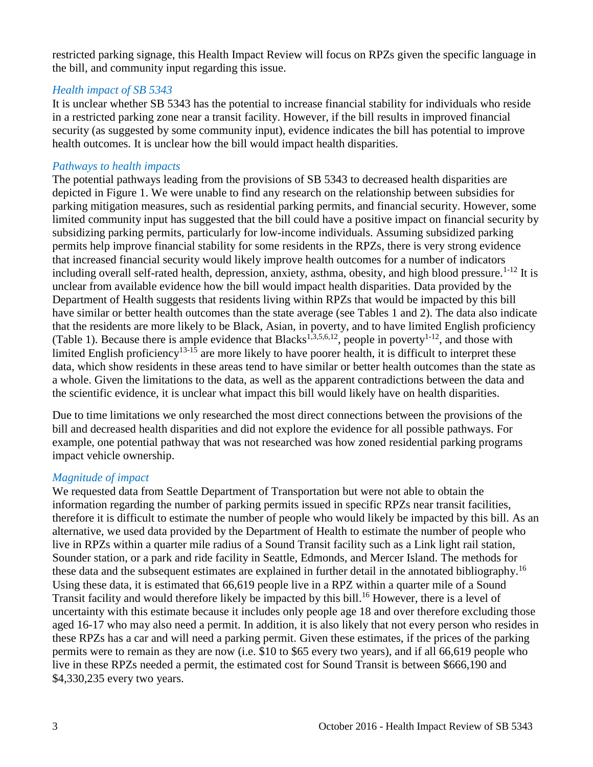restricted parking signage, this Health Impact Review will focus on RPZs given the specific language in the bill, and community input regarding this issue.

### *Health impact of SB 5343*

It is unclear whether SB 5343 has the potential to increase financial stability for individuals who reside in a restricted parking zone near a transit facility. However, if the bill results in improved financial security (as suggested by some community input), evidence indicates the bill has potential to improve health outcomes. It is unclear how the bill would impact health disparities.

### *Pathways to health impacts*

The potential pathways leading from the provisions of SB 5343 to decreased health disparities are depicted in Figure 1. We were unable to find any research on the relationship between subsidies for parking mitigation measures, such as residential parking permits, and financial security. However, some limited community input has suggested that the bill could have a positive impact on financial security by subsidizing parking permits, particularly for low-income individuals. Assuming subsidized parking permits help improve financial stability for some residents in the RPZs, there is very strong evidence that increased financial security would likely improve health outcomes for a number of indicators including overall self-rated health, depression, anxiety, asthma, obesity, and high blood pressure.[1-12] It is unclear from available evidence how the bill would impact health disparities. Data provided by the Department of Health suggests that residents living within RPZs that would be impacted by this bill have similar or better health outcomes than the state average (see Tables 1 and 2). The data also indicate that the residents are more likely to be Black, Asian, in poverty, and to have limited English proficiency (Table 1). Because there is ample evidence that Blacks[1,3,5,6,12], people in poverty[1-12], and those with limited English proficiency[13-15] are more likely to have poorer health, it is difficult to interpret these data, which show residents in these areas tend to have similar or better health outcomes than the state as a whole. Given the limitations to the data, as well as the apparent contradictions between the data and the scientific evidence, it is unclear what impact this bill would likely have on health disparities.

Due to time limitations we only researched the most direct connections between the provisions of the bill and decreased health disparities and did not explore the evidence for all possible pathways. For example, one potential pathway that was not researched was how zoned residential parking programs impact vehicle ownership.

### *Magnitude of impact*

We requested data from Seattle Department of Transportation but were not able to obtain the information regarding the number of parking permits issued in specific RPZs near transit facilities, therefore it is difficult to estimate the number of people who would likely be impacted by this bill. As an alternative, we used data provided by the Department of Health to estimate the number of people who live in RPZs within a quarter mile radius of a Sound Transit facility such as a Link light rail station, Sounder station, or a park and ride facility in Seattle, Edmonds, and Mercer Island. The methods for these data and the subsequent estimates are explained in further detail in the annotated bibliography.[16] Using these data, it is estimated that 66,619 people live in a RPZ within a quarter mile of a Sound Transit facility and would therefore likely be impacted by this bill.[16] However, there is a level of uncertainty with this estimate because it includes only people age 18 and over therefore excluding those aged 16-17 who may also need a permit. In addition, it is also likely that not every person who resides in these RPZs has a car and will need a parking permit. Given these estimates, if the prices of the parking permits were to remain as they are now (i.e. $10 to $65 every two years), and if all 66,619 people who live in these RPZs needed a permit, the estimated cost for Sound Transit is between $666,190 and $4,330,235 every two years.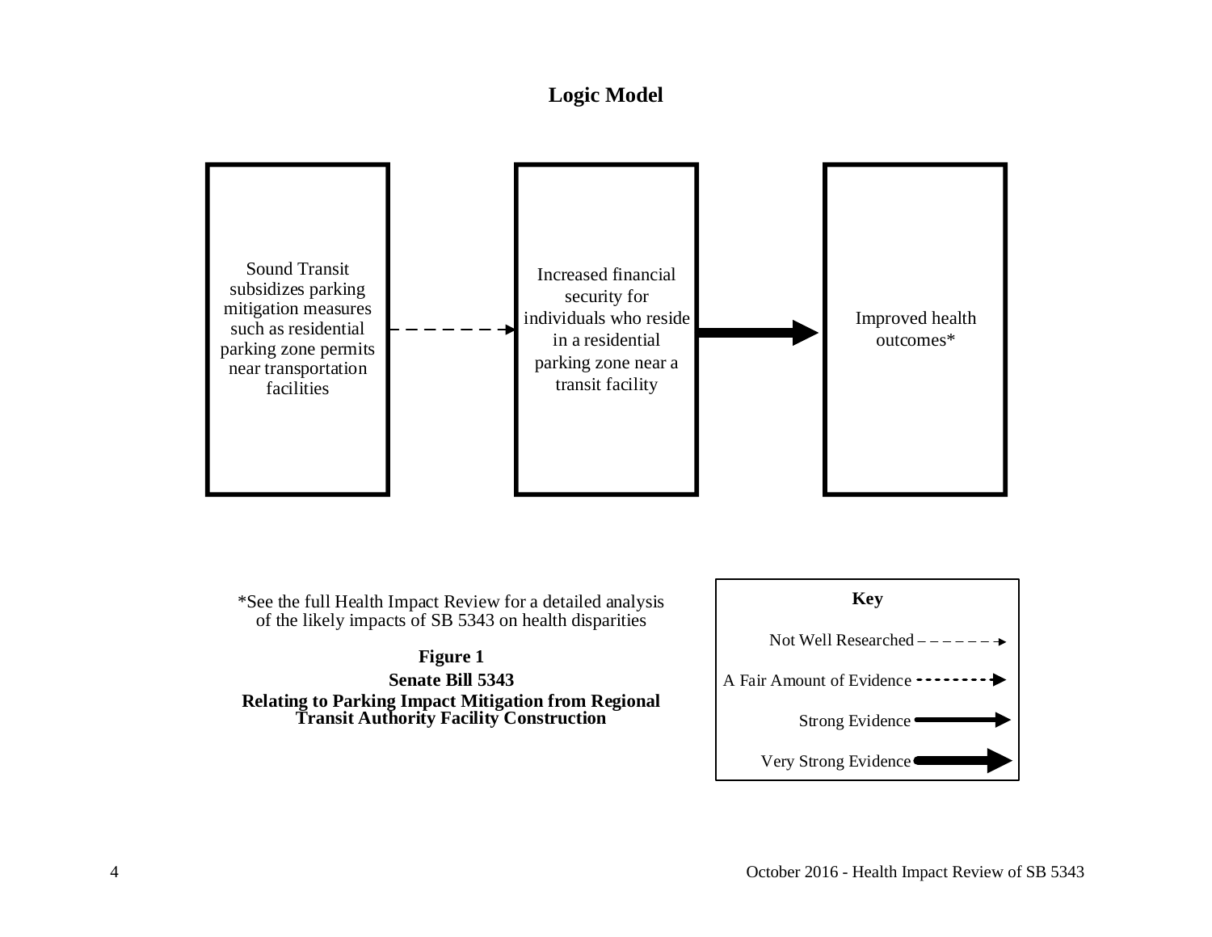# Logic Model

Sound Transit subsidizes parking mitigation measures such as residential parking zone permits near transportation facilities

Increased financial security for individuals who reside in a residential parking zone near a transit facility

Improved health outcomes*

*See the full Health Impact Review for a detailed analysis of the likely impacts of SB 5343 on health disparities

**Figure 1**

**Senate Bill 5343**

**Relating to Parking Impact Mitigation from Regional Transit Authority Facility Construction**

**Key**

Not Well Researched

A Fair Amount of Evidence

Strong Evidence

Very Strong Evidence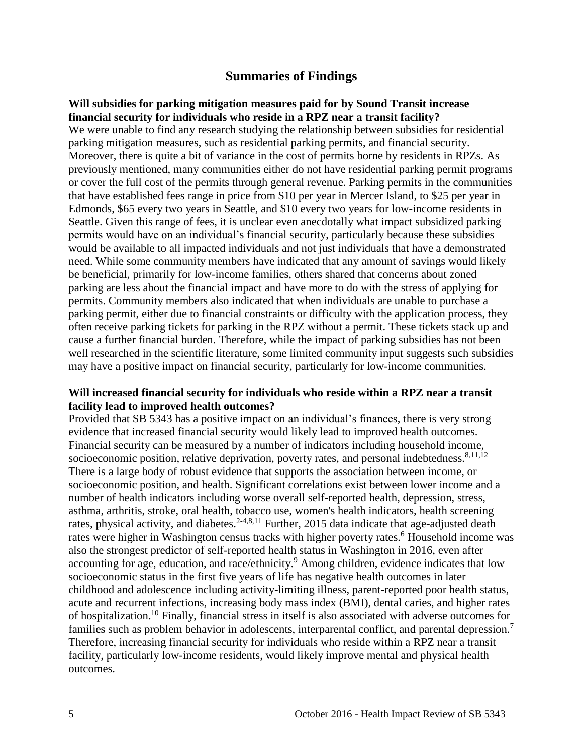## Summaries of Findings

**Will subsidies for parking mitigation measures paid for by Sound Transit increase financial security for individuals who reside in a RPZ near a transit facility?**

We were unable to find any research studying the relationship between subsidies for residential parking mitigation measures, such as residential parking permits, and financial security. Moreover, there is quite a bit of variance in the cost of permits borne by residents in RPZs. As previously mentioned, many communities either do not have residential parking permit programs or cover the full cost of the permits through general revenue. Parking permits in the communities that have established fees range in price from $10 per year in Mercer Island, to $25 per year in Edmonds, $65 every two years in Seattle, and $10 every two years for low-income residents in Seattle. Given this range of fees, it is unclear even anecdotally what impact subsidized parking permits would have on an individual's financial security, particularly because these subsidies would be available to all impacted individuals and not just individuals that have a demonstrated need. While some community members have indicated that any amount of savings would likely be beneficial, primarily for low-income families, others shared that concerns about zoned parking are less about the financial impact and have more to do with the stress of applying for permits. Community members also indicated that when individuals are unable to purchase a parking permit, either due to financial constraints or difficulty with the application process, they often receive parking tickets for parking in the RPZ without a permit. These tickets stack up and cause a further financial burden. Therefore, while the impact of parking subsidies has not been well researched in the scientific literature, some limited community input suggests such subsidies may have a positive impact on financial security, particularly for low-income communities.

**Will increased financial security for individuals who reside within a RPZ near a transit facility lead to improved health outcomes?**

Provided that SB 5343 has a positive impact on an individual's finances, there is very strong evidence that increased financial security would likely lead to improved health outcomes. Financial security can be measured by a number of indicators including household income, socioeconomic position, relative deprivation, poverty rates, and personal indebtedness.[8,11,12] There is a large body of robust evidence that supports the association between income, or socioeconomic position, and health. Significant correlations exist between lower income and a number of health indicators including worse overall self-reported health, depression, stress, asthma, arthritis, stroke, oral health, tobacco use, women's health indicators, health screening rates, physical activity, and diabetes.[2-4,8,11] Further, 2015 data indicate that age-adjusted death rates were higher in Washington census tracks with higher poverty rates.[6] Household income was also the strongest predictor of self-reported health status in Washington in 2016, even after accounting for age, education, and race/ethnicity.[9] Among children, evidence indicates that low socioeconomic status in the first five years of life has negative health outcomes in later childhood and adolescence including activity-limiting illness, parent-reported poor health status, acute and recurrent infections, increasing body mass index (BMI), dental caries, and higher rates of hospitalization.[10] Finally, financial stress in itself is also associated with adverse outcomes for families such as problem behavior in adolescents, interparental conflict, and parental depression.[7] Therefore, increasing financial security for individuals who reside within a RPZ near a transit facility, particularly low-income residents, would likely improve mental and physical health outcomes.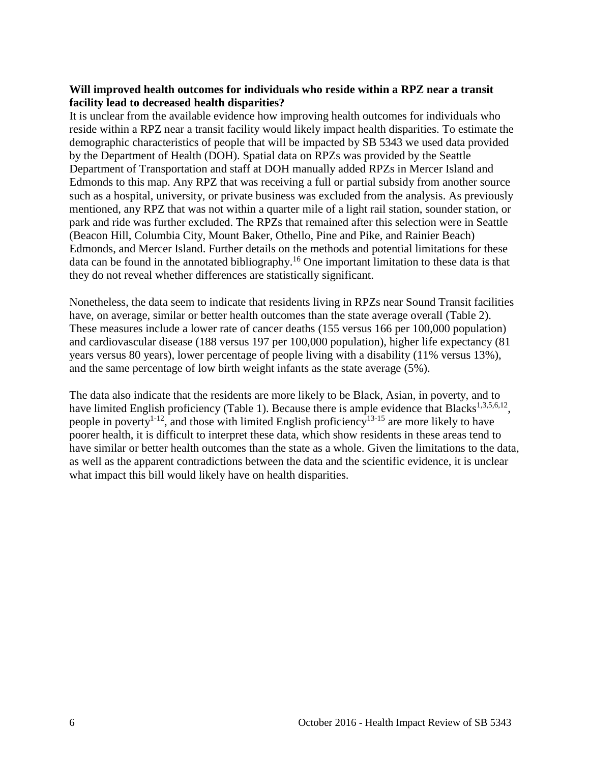**Will improved health outcomes for individuals who reside within a RPZ near a transit facility lead to decreased health disparities?**

It is unclear from the available evidence how improving health outcomes for individuals who reside within a RPZ near a transit facility would likely impact health disparities. To estimate the demographic characteristics of people that will be impacted by SB 5343 we used data provided by the Department of Health (DOH). Spatial data on RPZs was provided by the Seattle Department of Transportation and staff at DOH manually added RPZs in Mercer Island and Edmonds to this map. Any RPZ that was receiving a full or partial subsidy from another source such as a hospital, university, or private business was excluded from the analysis. As previously mentioned, any RPZ that was not within a quarter mile of a light rail station, sounder station, or park and ride was further excluded. The RPZs that remained after this selection were in Seattle (Beacon Hill, Columbia City, Mount Baker, Othello, Pine and Pike, and Rainier Beach) Edmonds, and Mercer Island. Further details on the methods and potential limitations for these data can be found in the annotated bibliography.[16] One important limitation to these data is that they do not reveal whether differences are statistically significant.

Nonetheless, the data seem to indicate that residents living in RPZs near Sound Transit facilities have, on average, similar or better health outcomes than the state average overall (Table 2). These measures include a lower rate of cancer deaths (155 versus 166 per 100,000 population) and cardiovascular disease (188 versus 197 per 100,000 population), higher life expectancy (81 years versus 80 years), lower percentage of people living with a disability (11% versus 13%), and the same percentage of low birth weight infants as the state average (5%).

The data also indicate that the residents are more likely to be Black, Asian, in poverty, and to have limited English proficiency (Table 1). Because there is ample evidence that Blacks[1,3,5,6,12], people in poverty[1-12], and those with limited English proficiency[13-15] are more likely to have poorer health, it is difficult to interpret these data, which show residents in these areas tend to have similar or better health outcomes than the state as a whole. Given the limitations to the data, as well as the apparent contradictions between the data and the scientific evidence, it is unclear what impact this bill would likely have on health disparities.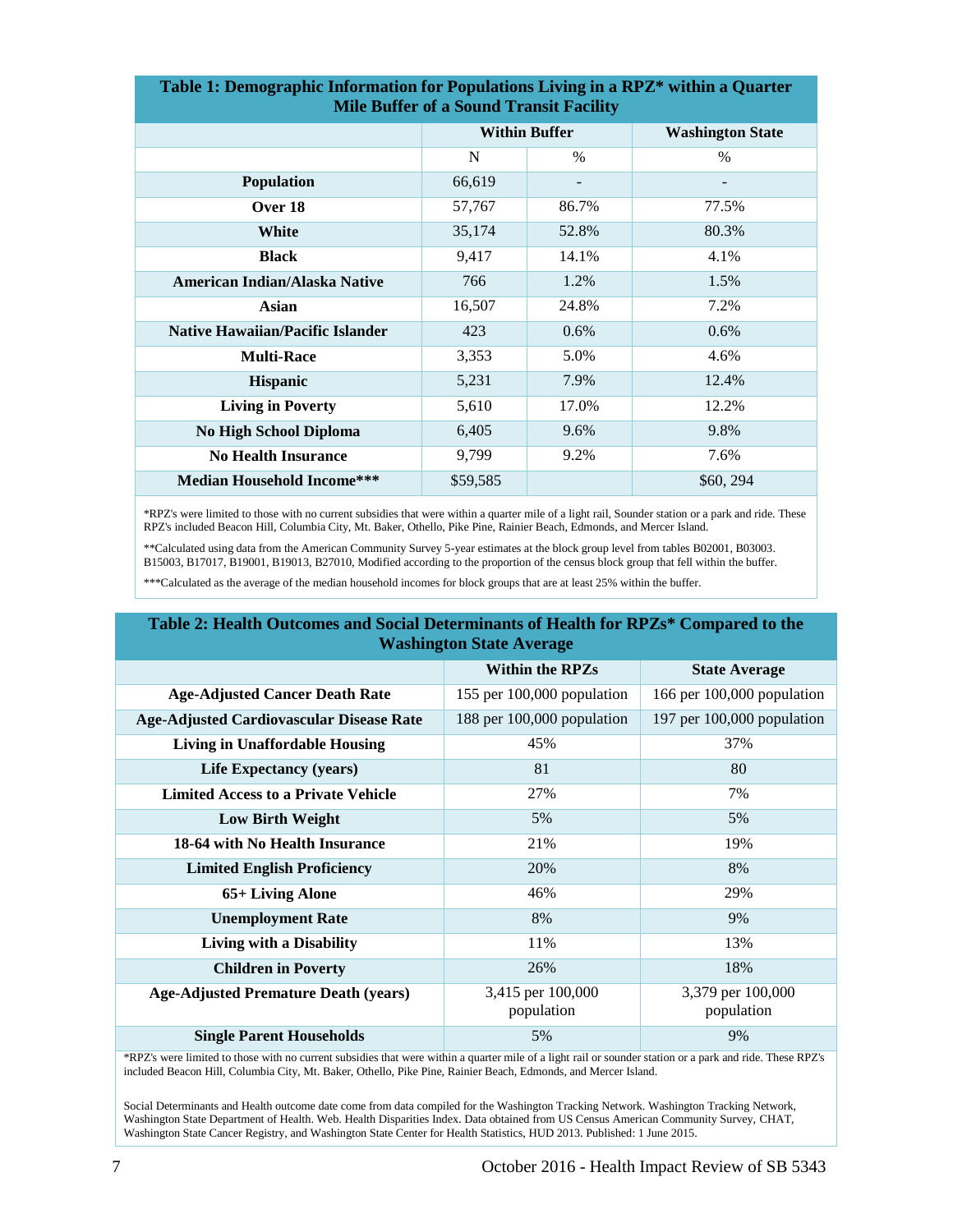**Table 1: Demographic Information for Populations Living in a RPZ* within a Quarter Mile Buffer of a Sound Transit Facility**

| | Within Buffer | | Washington State |
|---|---|---|---|
| | N | % | % |
| **Population** | 66,619 | - | - |
| **Over 18** | 57,767 | 86.7% | 77.5% |
| **White** | 35,174 | 52.8% | 80.3% |
| **Black** | 9,417 | 14.1% | 4.1% |
| **American Indian/Alaska Native** | 766 | 1.2% | 1.5% |
| **Asian** | 16,507 | 24.8% | 7.2% |
| **Native Hawaiian/Pacific Islander** | 423 | 0.6% | 0.6% |
| **Multi-Race** | 3,353 | 5.0% | 4.6% |
| **Hispanic** | 5,231 | 7.9% | 12.4% |
| **Living in Poverty** | 5,610 | 17.0% | 12.2% |
| **No High School Diploma** | 6,405 | 9.6% | 9.8% |
| **No Health Insurance** | 9,799 | 9.2% | 7.6% |
| **Median Household Income*** ** | $59,585 | | $60, 294 |

*RPZ's were limited to those with no current subsidies that were within a quarter mile of a light rail, Sounder station or a park and ride. These RPZ's included Beacon Hill, Columbia City, Mt. Baker, Othello, Pike Pine, Rainier Beach, Edmonds, and Mercer Island.

**Calculated using data from the American Community Survey 5-year estimates at the block group level from tables B02001, B03003. B15003, B17017, B19001, B19013, B27010, Modified according to the proportion of the census block group that fell within the buffer.

***Calculated as the average of the median household incomes for block groups that are at least 25% within the buffer.

**Table 2: Health Outcomes and Social Determinants of Health for RPZs* Compared to the Washington State Average**

| | Within the RPZs | State Average |
|---|---|---|
| **Age-Adjusted Cancer Death Rate** | 155 per 100,000 population | 166 per 100,000 population |
| **Age-Adjusted Cardiovascular Disease Rate** | 188 per 100,000 population | 197 per 100,000 population |
| **Living in Unaffordable Housing** | 45% | 37% |
| **Life Expectancy (years)** | 81 | 80 |
| **Limited Access to a Private Vehicle** | 27% | 7% |
| **Low Birth Weight** | 5% | 5% |
| **18-64 with No Health Insurance** | 21% | 19% |
| **Limited English Proficiency** | 20% | 8% |
| **65+ Living Alone** | 46% | 29% |
| **Unemployment Rate** | 8% | 9% |
| **Living with a Disability** | 11% | 13% |
| **Children in Poverty** | 26% | 18% |
| **Age-Adjusted Premature Death (years)** | 3,415 per 100,000 population | 3,379 per 100,000 population |
| **Single Parent Households** | 5% | 9% |

*RPZ's were limited to those with no current subsidies that were within a quarter mile of a light rail or sounder station or a park and ride. These RPZ's included Beacon Hill, Columbia City, Mt. Baker, Othello, Pike Pine, Rainier Beach, Edmonds, and Mercer Island.

Social Determinants and Health outcome date come from data compiled for the Washington Tracking Network. Washington Tracking Network, Washington State Department of Health. Web. Health Disparities Index. Data obtained from US Census American Community Survey, CHAT, Washington State Cancer Registry, and Washington State Center for Health Statistics, HUD 2013. Published: 1 June 2015.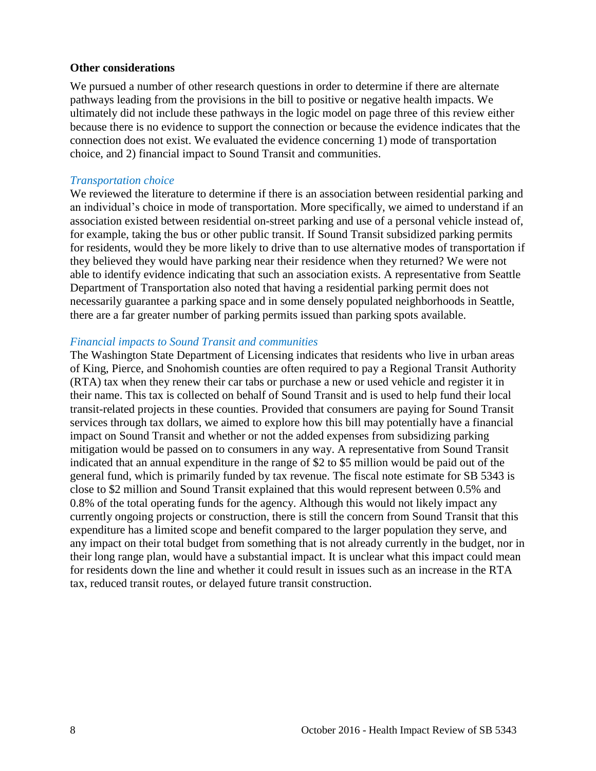### Other considerations

We pursued a number of other research questions in order to determine if there are alternate pathways leading from the provisions in the bill to positive or negative health impacts. We ultimately did not include these pathways in the logic model on page three of this review either because there is no evidence to support the connection or because the evidence indicates that the connection does not exist. We evaluated the evidence concerning 1) mode of transportation choice, and 2) financial impact to Sound Transit and communities.

#### *Transportation choice*

We reviewed the literature to determine if there is an association between residential parking and an individual's choice in mode of transportation. More specifically, we aimed to understand if an association existed between residential on-street parking and use of a personal vehicle instead of, for example, taking the bus or other public transit. If Sound Transit subsidized parking permits for residents, would they be more likely to drive than to use alternative modes of transportation if they believed they would have parking near their residence when they returned? We were not able to identify evidence indicating that such an association exists. A representative from Seattle Department of Transportation also noted that having a residential parking permit does not necessarily guarantee a parking space and in some densely populated neighborhoods in Seattle, there are a far greater number of parking permits issued than parking spots available.

#### *Financial impacts to Sound Transit and communities*

The Washington State Department of Licensing indicates that residents who live in urban areas of King, Pierce, and Snohomish counties are often required to pay a Regional Transit Authority (RTA) tax when they renew their car tabs or purchase a new or used vehicle and register it in their name. This tax is collected on behalf of Sound Transit and is used to help fund their local transit-related projects in these counties. Provided that consumers are paying for Sound Transit services through tax dollars, we aimed to explore how this bill may potentially have a financial impact on Sound Transit and whether or not the added expenses from subsidizing parking mitigation would be passed on to consumers in any way. A representative from Sound Transit indicated that an annual expenditure in the range of $2 to $5 million would be paid out of the general fund, which is primarily funded by tax revenue. The fiscal note estimate for SB 5343 is close to $2 million and Sound Transit explained that this would represent between 0.5% and 0.8% of the total operating funds for the agency. Although this would not likely impact any currently ongoing projects or construction, there is still the concern from Sound Transit that this expenditure has a limited scope and benefit compared to the larger population they serve, and any impact on their total budget from something that is not already currently in the budget, nor in their long range plan, would have a substantial impact. It is unclear what this impact could mean for residents down the line and whether it could result in issues such as an increase in the RTA tax, reduced transit routes, or delayed future transit construction.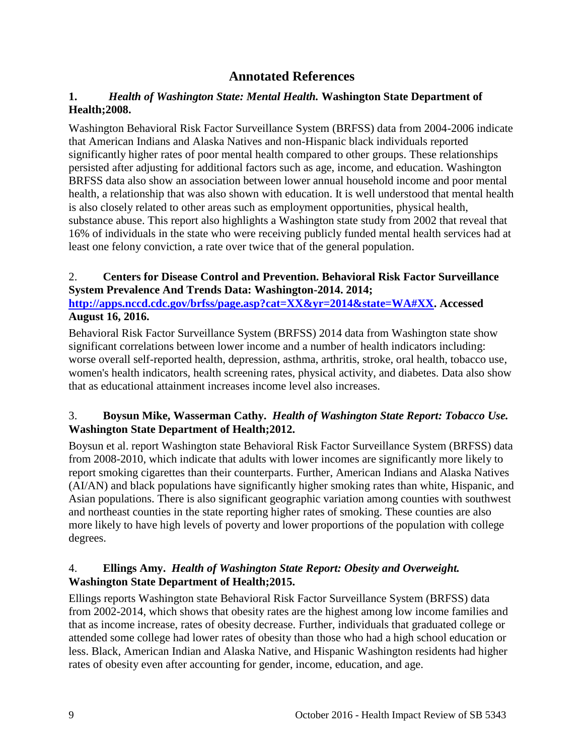# Annotated References

**1.** ***Health of Washington State: Mental Health.*** **Washington State Department of Health;2008.**

Washington Behavioral Risk Factor Surveillance System (BRFSS) data from 2004-2006 indicate that American Indians and Alaska Natives and non-Hispanic black individuals reported significantly higher rates of poor mental health compared to other groups. These relationships persisted after adjusting for additional factors such as age, income, and education. Washington BRFSS data also show an association between lower annual household income and poor mental health, a relationship that was also shown with education. It is well understood that mental health is also closely related to other areas such as employment opportunities, physical health, substance abuse. This report also highlights a Washington state study from 2002 that reveal that 16% of individuals in the state who were receiving publicly funded mental health services had at least one felony conviction, a rate over twice that of the general population.

2. **Centers for Disease Control and Prevention. Behavioral Risk Factor Surveillance System Prevalence And Trends Data: Washington-2014. 2014; [http://apps.nccd.cdc.gov/brfss/page.asp?cat=XX&yr=2014&state=WA#XX](http://apps.nccd.cdc.gov/brfss/page.asp?cat=XX&yr=2014&state=WA#XX). Accessed August 16, 2016.**

Behavioral Risk Factor Surveillance System (BRFSS) 2014 data from Washington state show significant correlations between lower income and a number of health indicators including: worse overall self-reported health, depression, asthma, arthritis, stroke, oral health, tobacco use, women's health indicators, health screening rates, physical activity, and diabetes. Data also show that as educational attainment increases income level also increases.

3. **Boysun Mike, Wasserman Cathy.** ***Health of Washington State Report: Tobacco Use.*** **Washington State Department of Health;2012.**

Boysun et al. report Washington state Behavioral Risk Factor Surveillance System (BRFSS) data from 2008-2010, which indicate that adults with lower incomes are significantly more likely to report smoking cigarettes than their counterparts. Further, American Indians and Alaska Natives (AI/AN) and black populations have significantly higher smoking rates than white, Hispanic, and Asian populations. There is also significant geographic variation among counties with southwest and northeast counties in the state reporting higher rates of smoking. These counties are also more likely to have high levels of poverty and lower proportions of the population with college degrees.

4. **Ellings Amy.** ***Health of Washington State Report: Obesity and Overweight.*** **Washington State Department of Health;2015.**

Ellings reports Washington state Behavioral Risk Factor Surveillance System (BRFSS) data from 2002-2014, which shows that obesity rates are the highest among low income families and that as income increase, rates of obesity decrease. Further, individuals that graduated college or attended some college had lower rates of obesity than those who had a high school education or less. Black, American Indian and Alaska Native, and Hispanic Washington residents had higher rates of obesity even after accounting for gender, income, education, and age.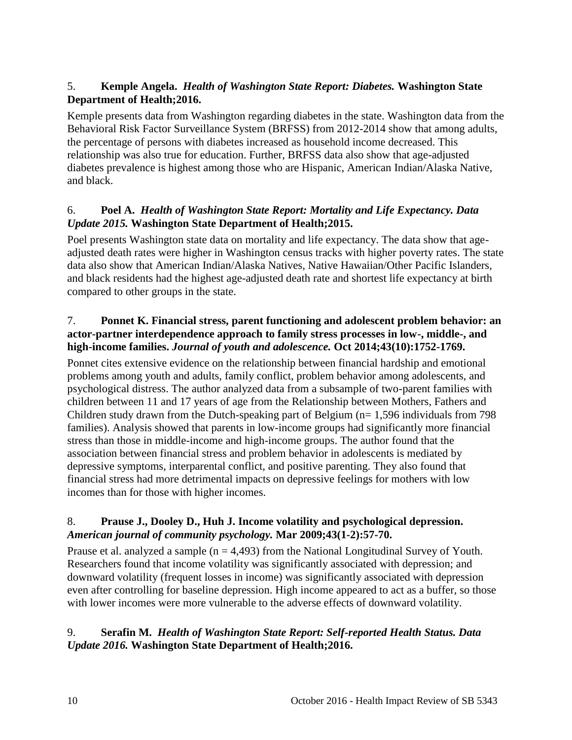5. **Kemple Angela.** ***Health of Washington State Report: Diabetes.*** **Washington State Department of Health;2016.**

Kemple presents data from Washington regarding diabetes in the state. Washington data from the Behavioral Risk Factor Surveillance System (BRFSS) from 2012-2014 show that among adults, the percentage of persons with diabetes increased as household income decreased. This relationship was also true for education. Further, BRFSS data also show that age-adjusted diabetes prevalence is highest among those who are Hispanic, American Indian/Alaska Native, and black.

6. **Poel A.** ***Health of Washington State Report: Mortality and Life Expectancy. Data Update 2015.*** **Washington State Department of Health;2015.**

Poel presents Washington state data on mortality and life expectancy. The data show that age-adjusted death rates were higher in Washington census tracks with higher poverty rates. The state data also show that American Indian/Alaska Natives, Native Hawaiian/Other Pacific Islanders, and black residents had the highest age-adjusted death rate and shortest life expectancy at birth compared to other groups in the state.

7. **Ponnet K. Financial stress, parent functioning and adolescent problem behavior: an actor-partner interdependence approach to family stress processes in low-, middle-, and high-income families.** ***Journal of youth and adolescence.*** **Oct 2014;43(10):1752-1769.**

Ponnet cites extensive evidence on the relationship between financial hardship and emotional problems among youth and adults, family conflict, problem behavior among adolescents, and psychological distress. The author analyzed data from a subsample of two-parent families with children between 11 and 17 years of age from the Relationship between Mothers, Fathers and Children study drawn from the Dutch-speaking part of Belgium (n= 1,596 individuals from 798 families). Analysis showed that parents in low-income groups had significantly more financial stress than those in middle-income and high-income groups. The author found that the association between financial stress and problem behavior in adolescents is mediated by depressive symptoms, interparental conflict, and positive parenting. They also found that financial stress had more detrimental impacts on depressive feelings for mothers with low incomes than for those with higher incomes.

8. **Prause J., Dooley D., Huh J. Income volatility and psychological depression.** ***American journal of community psychology.*** **Mar 2009;43(1-2):57-70.**

Prause et al. analyzed a sample (n = 4,493) from the National Longitudinal Survey of Youth. Researchers found that income volatility was significantly associated with depression; and downward volatility (frequent losses in income) was significantly associated with depression even after controlling for baseline depression. High income appeared to act as a buffer, so those with lower incomes were more vulnerable to the adverse effects of downward volatility.

9. **Serafin M.** ***Health of Washington State Report: Self-reported Health Status. Data Update 2016.*** **Washington State Department of Health;2016.**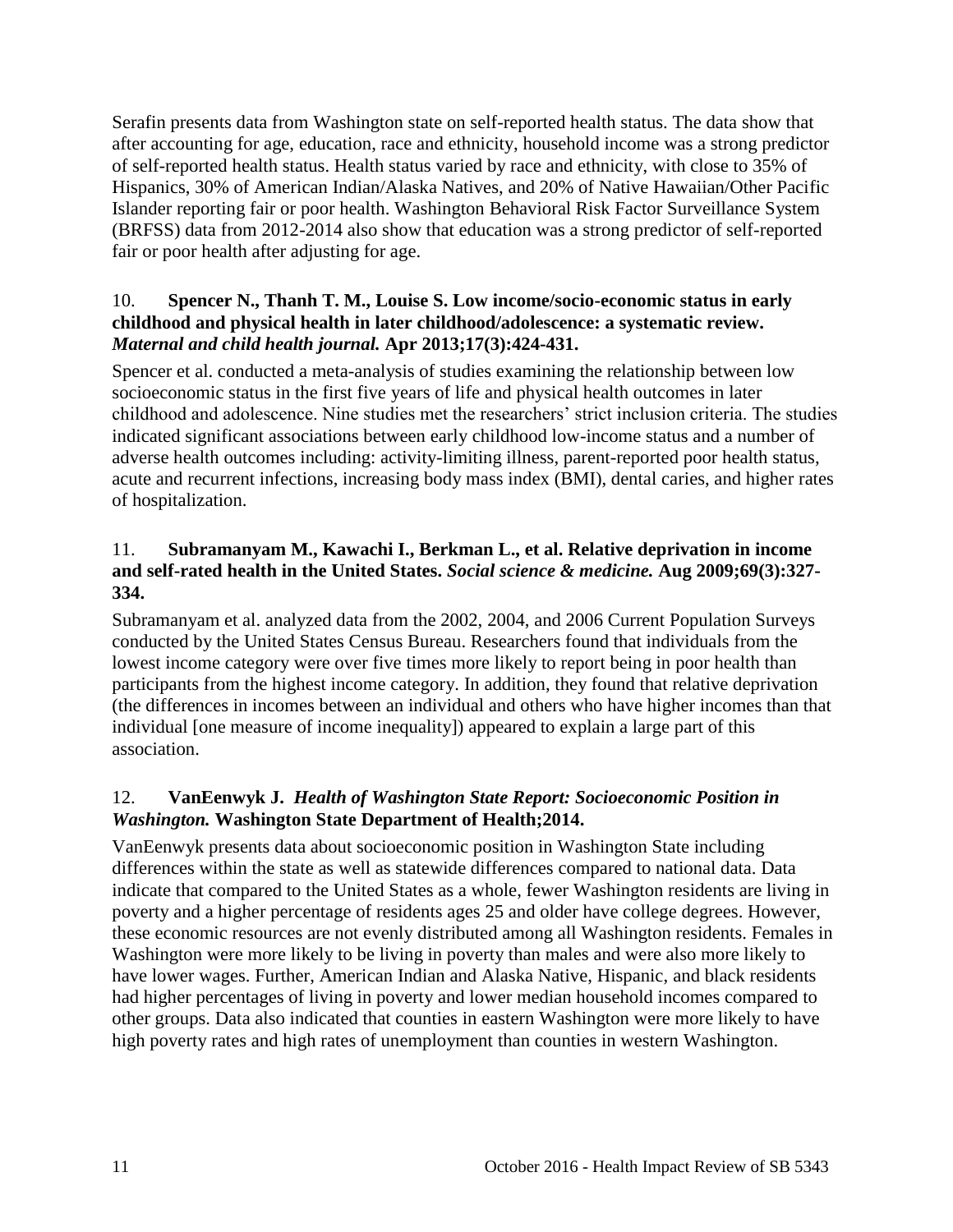Serafin presents data from Washington state on self-reported health status. The data show that after accounting for age, education, race and ethnicity, household income was a strong predictor of self-reported health status. Health status varied by race and ethnicity, with close to 35% of Hispanics, 30% of American Indian/Alaska Natives, and 20% of Native Hawaiian/Other Pacific Islander reporting fair or poor health. Washington Behavioral Risk Factor Surveillance System (BRFSS) data from 2012-2014 also show that education was a strong predictor of self-reported fair or poor health after adjusting for age.

10. **Spencer N., Thanh T. M., Louise S. Low income/socio-economic status in early childhood and physical health in later childhood/adolescence: a systematic review.** ***Maternal and child health journal.*** **Apr 2013;17(3):424-431.**

Spencer et al. conducted a meta-analysis of studies examining the relationship between low socioeconomic status in the first five years of life and physical health outcomes in later childhood and adolescence. Nine studies met the researchers' strict inclusion criteria. The studies indicated significant associations between early childhood low-income status and a number of adverse health outcomes including: activity-limiting illness, parent-reported poor health status, acute and recurrent infections, increasing body mass index (BMI), dental caries, and higher rates of hospitalization.

11. **Subramanyam M., Kawachi I., Berkman L., et al. Relative deprivation in income and self-rated health in the United States.** ***Social science & medicine.*** **Aug 2009;69(3):327-334.**

Subramanyam et al. analyzed data from the 2002, 2004, and 2006 Current Population Surveys conducted by the United States Census Bureau. Researchers found that individuals from the lowest income category were over five times more likely to report being in poor health than participants from the highest income category. In addition, they found that relative deprivation (the differences in incomes between an individual and others who have higher incomes than that individual [one measure of income inequality]) appeared to explain a large part of this association.

12. **VanEenwyk J.** ***Health of Washington State Report: Socioeconomic Position in Washington.*** **Washington State Department of Health;2014.**

VanEenwyk presents data about socioeconomic position in Washington State including differences within the state as well as statewide differences compared to national data. Data indicate that compared to the United States as a whole, fewer Washington residents are living in poverty and a higher percentage of residents ages 25 and older have college degrees. However, these economic resources are not evenly distributed among all Washington residents. Females in Washington were more likely to be living in poverty than males and were also more likely to have lower wages. Further, American Indian and Alaska Native, Hispanic, and black residents had higher percentages of living in poverty and lower median household incomes compared to other groups. Data also indicated that counties in eastern Washington were more likely to have high poverty rates and high rates of unemployment than counties in western Washington.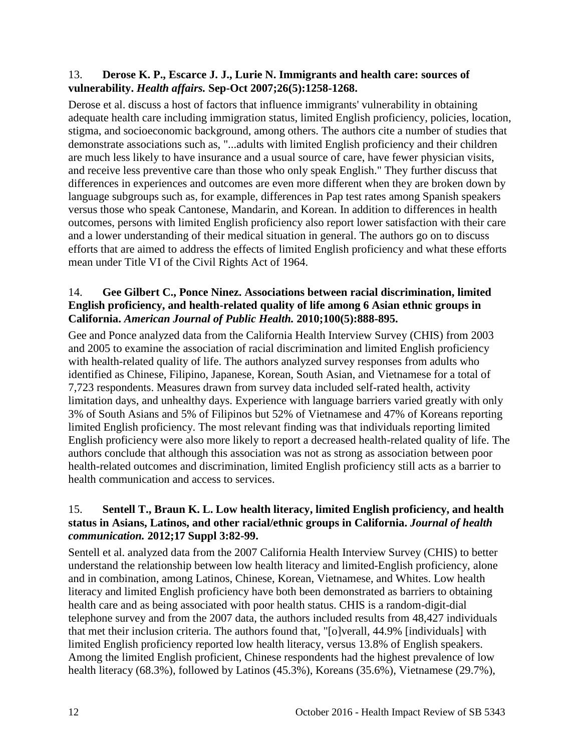13. **Derose K. P., Escarce J. J., Lurie N. Immigrants and health care: sources of vulnerability.** ***Health affairs.*** **Sep-Oct 2007;26(5):1258-1268.**

Derose et al. discuss a host of factors that influence immigrants' vulnerability in obtaining adequate health care including immigration status, limited English proficiency, policies, location, stigma, and socioeconomic background, among others. The authors cite a number of studies that demonstrate associations such as, "...adults with limited English proficiency and their children are much less likely to have insurance and a usual source of care, have fewer physician visits, and receive less preventive care than those who only speak English." They further discuss that differences in experiences and outcomes are even more different when they are broken down by language subgroups such as, for example, differences in Pap test rates among Spanish speakers versus those who speak Cantonese, Mandarin, and Korean. In addition to differences in health outcomes, persons with limited English proficiency also report lower satisfaction with their care and a lower understanding of their medical situation in general. The authors go on to discuss efforts that are aimed to address the effects of limited English proficiency and what these efforts mean under Title VI of the Civil Rights Act of 1964.

14. **Gee Gilbert C., Ponce Ninez. Associations between racial discrimination, limited English proficiency, and health-related quality of life among 6 Asian ethnic groups in California.** ***American Journal of Public Health.*** **2010;100(5):888-895.**

Gee and Ponce analyzed data from the California Health Interview Survey (CHIS) from 2003 and 2005 to examine the association of racial discrimination and limited English proficiency with health-related quality of life. The authors analyzed survey responses from adults who identified as Chinese, Filipino, Japanese, Korean, South Asian, and Vietnamese for a total of 7,723 respondents. Measures drawn from survey data included self-rated health, activity limitation days, and unhealthy days. Experience with language barriers varied greatly with only 3% of South Asians and 5% of Filipinos but 52% of Vietnamese and 47% of Koreans reporting limited English proficiency. The most relevant finding was that individuals reporting limited English proficiency were also more likely to report a decreased health-related quality of life. The authors conclude that although this association was not as strong as association between poor health-related outcomes and discrimination, limited English proficiency still acts as a barrier to health communication and access to services.

15. **Sentell T., Braun K. L. Low health literacy, limited English proficiency, and health status in Asians, Latinos, and other racial/ethnic groups in California.** ***Journal of health communication.*** **2012;17 Suppl 3:82-99.**

Sentell et al. analyzed data from the 2007 California Health Interview Survey (CHIS) to better understand the relationship between low health literacy and limited-English proficiency, alone and in combination, among Latinos, Chinese, Korean, Vietnamese, and Whites. Low health literacy and limited English proficiency have both been demonstrated as barriers to obtaining health care and as being associated with poor health status. CHIS is a random-digit-dial telephone survey and from the 2007 data, the authors included results from 48,427 individuals that met their inclusion criteria. The authors found that, "[o]verall, 44.9% [individuals] with limited English proficiency reported low health literacy, versus 13.8% of English speakers. Among the limited English proficient, Chinese respondents had the highest prevalence of low health literacy (68.3%), followed by Latinos (45.3%), Koreans (35.6%), Vietnamese (29.7%),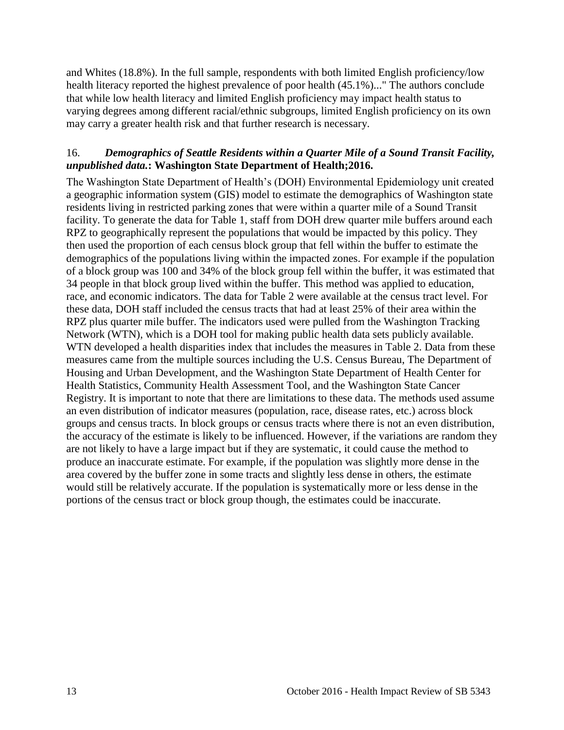and Whites (18.8%). In the full sample, respondents with both limited English proficiency/low health literacy reported the highest prevalence of poor health (45.1%)..." The authors conclude that while low health literacy and limited English proficiency may impact health status to varying degrees among different racial/ethnic subgroups, limited English proficiency on its own may carry a greater health risk and that further research is necessary.

16. ***Demographics of Seattle Residents within a Quarter Mile of a Sound Transit Facility, unpublished data.*: Washington State Department of Health;2016.**

The Washington State Department of Health's (DOH) Environmental Epidemiology unit created a geographic information system (GIS) model to estimate the demographics of Washington state residents living in restricted parking zones that were within a quarter mile of a Sound Transit facility. To generate the data for Table 1, staff from DOH drew quarter mile buffers around each RPZ to geographically represent the populations that would be impacted by this policy. They then used the proportion of each census block group that fell within the buffer to estimate the demographics of the populations living within the impacted zones. For example if the population of a block group was 100 and 34% of the block group fell within the buffer, it was estimated that 34 people in that block group lived within the buffer. This method was applied to education, race, and economic indicators. The data for Table 2 were available at the census tract level. For these data, DOH staff included the census tracts that had at least 25% of their area within the RPZ plus quarter mile buffer. The indicators used were pulled from the Washington Tracking Network (WTN), which is a DOH tool for making public health data sets publicly available. WTN developed a health disparities index that includes the measures in Table 2. Data from these measures came from the multiple sources including the U.S. Census Bureau, The Department of Housing and Urban Development, and the Washington State Department of Health Center for Health Statistics, Community Health Assessment Tool, and the Washington State Cancer Registry. It is important to note that there are limitations to these data. The methods used assume an even distribution of indicator measures (population, race, disease rates, etc.) across block groups and census tracts. In block groups or census tracts where there is not an even distribution, the accuracy of the estimate is likely to be influenced. However, if the variations are random they are not likely to have a large impact but if they are systematic, it could cause the method to produce an inaccurate estimate. For example, if the population was slightly more dense in the area covered by the buffer zone in some tracts and slightly less dense in others, the estimate would still be relatively accurate. If the population is systematically more or less dense in the portions of the census tract or block group though, the estimates could be inaccurate.